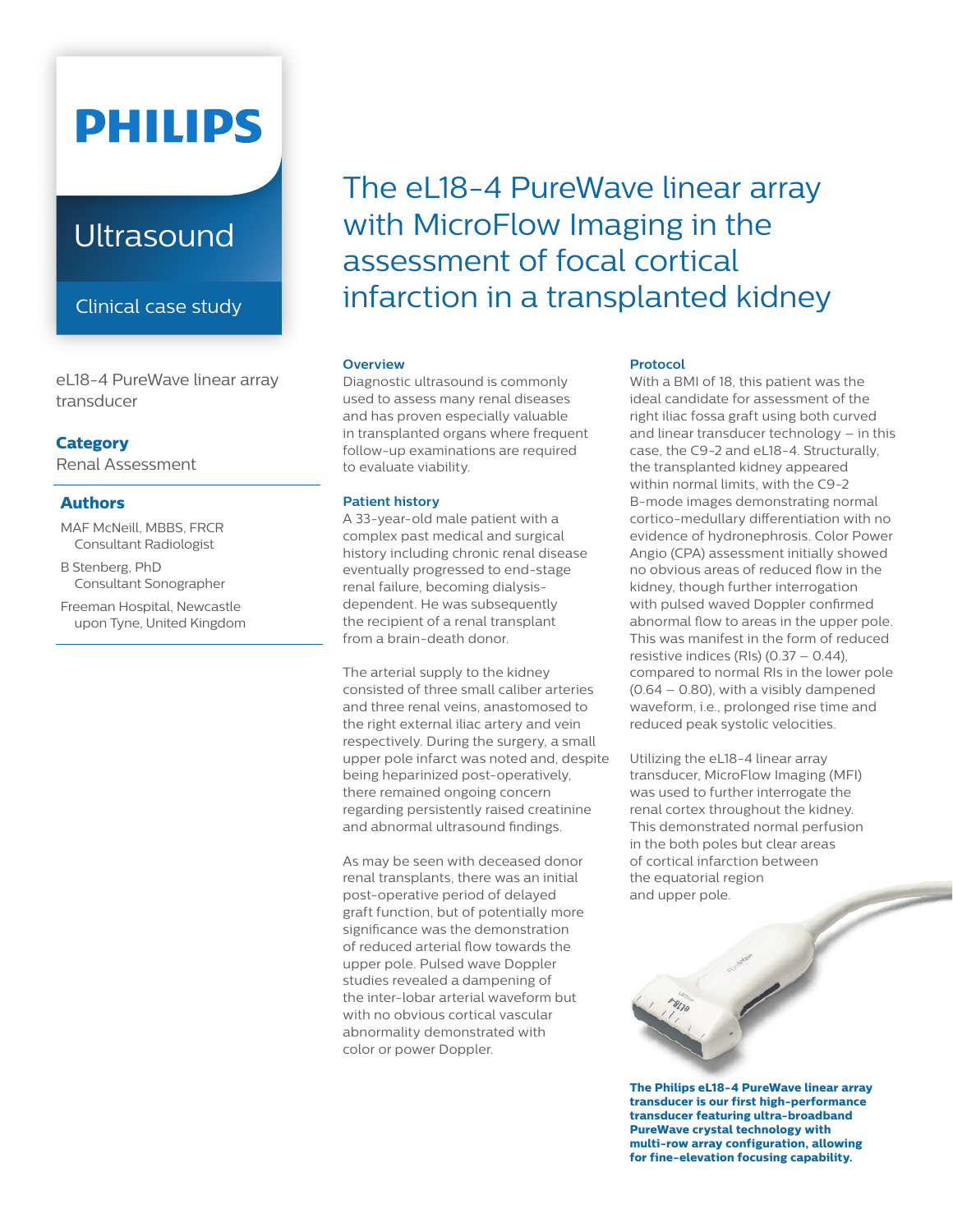PHILIPS

Ultrasound

Clinical case study

# The eL18-4 PureWave linear array with MicroFlow Imaging in the assessment of focal cortical infarction in a transplanted kidney

eL18-4 PureWave linear array transducer

**Category**

Renal Assessment

**Authors**

MAF McNeill, MBBS, FRCR
Consultant Radiologist

B Stenberg, PhD
Consultant Sonographer

Freeman Hospital, Newcastle upon Tyne, United Kingdom

## Overview

Diagnostic ultrasound is commonly used to assess many renal diseases and has proven especially valuable in transplanted organs where frequent follow-up examinations are required to evaluate viability.

## Patient history

A 33-year-old male patient with a complex past medical and surgical history including chronic renal disease eventually progressed to end-stage renal failure, becoming dialysis-dependent. He was subsequently the recipient of a renal transplant from a brain-death donor.

The arterial supply to the kidney consisted of three small caliber arteries and three renal veins, anastomosed to the right external iliac artery and vein respectively. During the surgery, a small upper pole infarct was noted and, despite being heparinized post-operatively, there remained ongoing concern regarding persistently raised creatinine and abnormal ultrasound findings.

As may be seen with deceased donor renal transplants, there was an initial post-operative period of delayed graft function, but of potentially more significance was the demonstration of reduced arterial flow towards the upper pole. Pulsed wave Doppler studies revealed a dampening of the inter-lobar arterial waveform but with no obvious cortical vascular abnormality demonstrated with color or power Doppler.

## Protocol

With a BMI of 18, this patient was the ideal candidate for assessment of the right iliac fossa graft using both curved and linear transducer technology – in this case, the C9-2 and eL18-4. Structurally, the transplanted kidney appeared within normal limits, with the C9-2 B-mode images demonstrating normal cortico-medullary differentiation with no evidence of hydronephrosis. Color Power Angio (CPA) assessment initially showed no obvious areas of reduced flow in the kidney, though further interrogation with pulsed waved Doppler confirmed abnormal flow to areas in the upper pole. This was manifest in the form of reduced resistive indices (RIs) (0.37 – 0.44), compared to normal RIs in the lower pole (0.64 – 0.80), with a visibly dampened waveform, i.e., prolonged rise time and reduced peak systolic velocities.

Utilizing the eL18-4 linear array transducer, MicroFlow Imaging (MFI) was used to further interrogate the renal cortex throughout the kidney. This demonstrated normal perfusion in the both poles but clear areas of cortical infarction between the equatorial region and upper pole.

**The Philips eL18-4 PureWave linear array transducer is our first high-performance transducer featuring ultra-broadband PureWave crystal technology with multi-row array configuration, allowing for fine-elevation focusing capability.**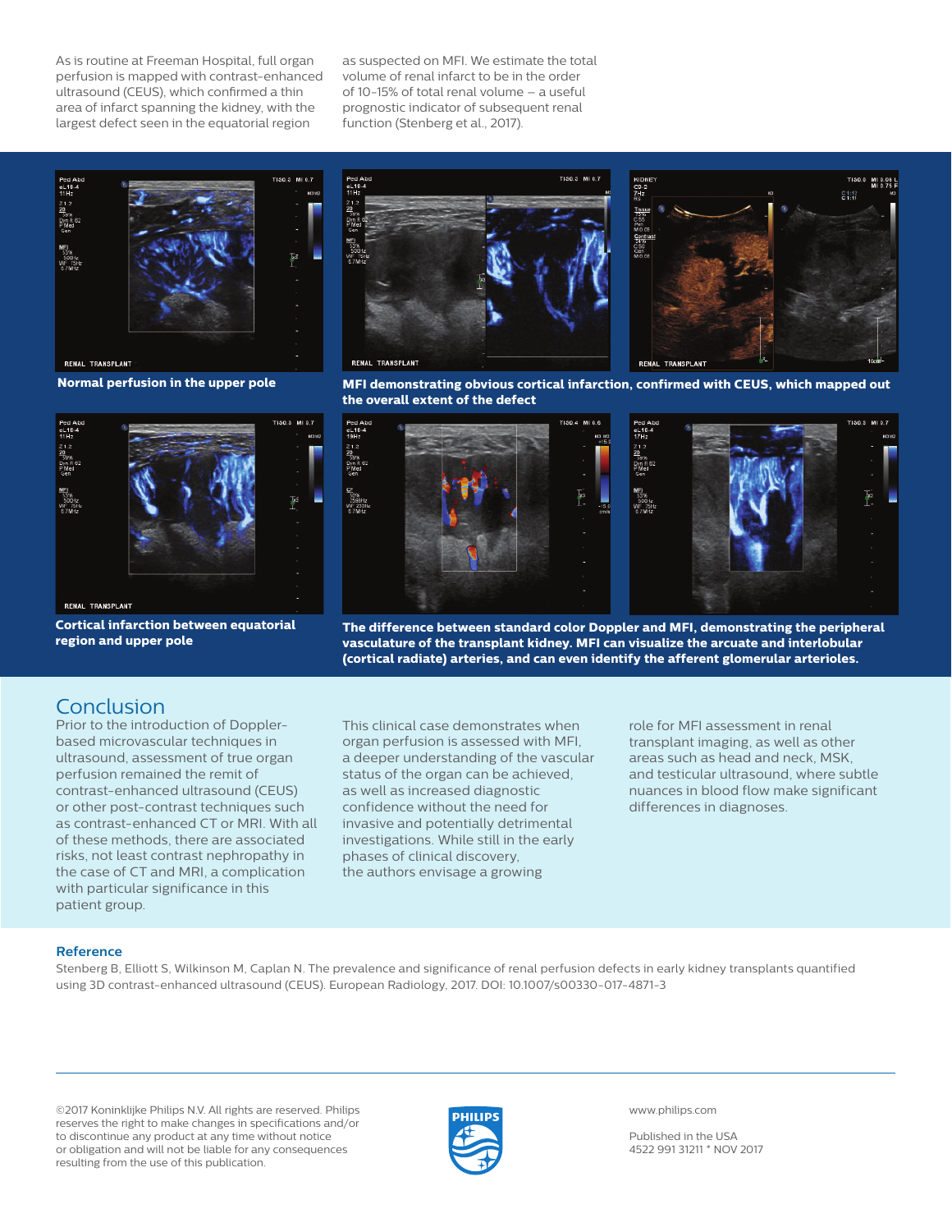As is routine at Freeman Hospital, full organ perfusion is mapped with contrast-enhanced ultrasound (CEUS), which confirmed a thin area of infarct spanning the kidney, with the largest defect seen in the equatorial region as suspected on MFI. We estimate the total volume of renal infarct to be in the order of 10-15% of total renal volume – a useful prognostic indicator of subsequent renal function (Stenberg et al., 2017).

**Normal perfusion in the upper pole**

**MFI demonstrating obvious cortical infarction, confirmed with CEUS, which mapped out the overall extent of the defect**

**Cortical infarction between equatorial region and upper pole**

**The difference between standard color Doppler and MFI, demonstrating the peripheral vasculature of the transplant kidney. MFI can visualize the arcuate and interlobular (cortical radiate) arteries, and can even identify the afferent glomerular arterioles.**

## Conclusion

Prior to the introduction of Doppler-based microvascular techniques in ultrasound, assessment of true organ perfusion remained the remit of contrast-enhanced ultrasound (CEUS) or other post-contrast techniques such as contrast-enhanced CT or MRI. With all of these methods, there are associated risks, not least contrast nephropathy in the case of CT and MRI, a complication with particular significance in this patient group.

This clinical case demonstrates when organ perfusion is assessed with MFI, a deeper understanding of the vascular status of the organ can be achieved, as well as increased diagnostic confidence without the need for invasive and potentially detrimental investigations. While still in the early phases of clinical discovery, the authors envisage a growing role for MFI assessment in renal transplant imaging, as well as other areas such as head and neck, MSK, and testicular ultrasound, where subtle nuances in blood flow make significant differences in diagnoses.

### Reference

Stenberg B, Elliott S, Wilkinson M, Caplan N. The prevalence and significance of renal perfusion defects in early kidney transplants quantified using 3D contrast-enhanced ultrasound (CEUS). European Radiology, 2017. DOI: 10.1007/s00330-017-4871-3

©2017 Koninklijke Philips N.V. All rights are reserved. Philips reserves the right to make changes in specifications and/or to discontinue any product at any time without notice or obligation and will not be liable for any consequences resulting from the use of this publication.

www.philips.com

Published in the USA
4522 991 31211 * NOV 2017